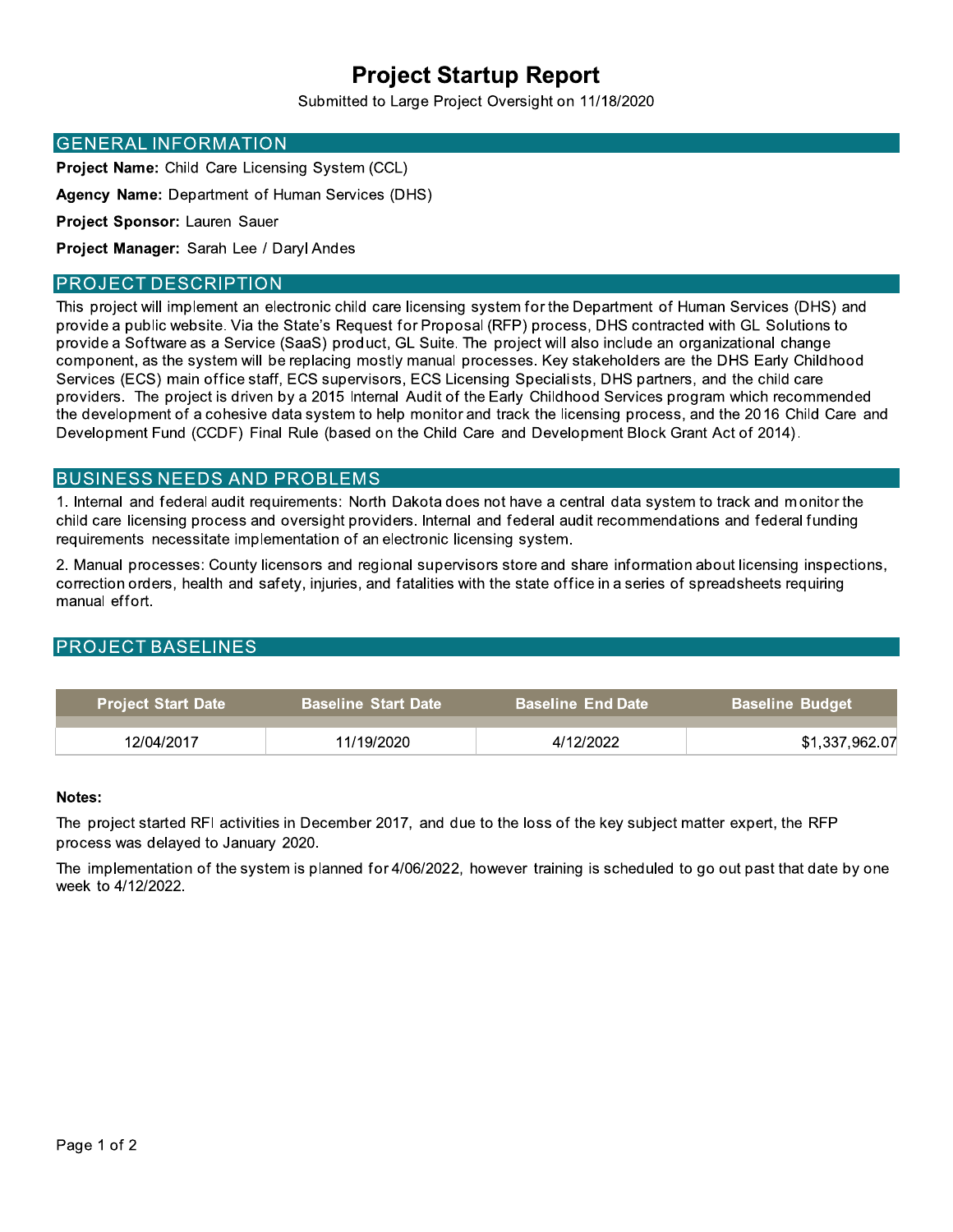# Project Startup Report

Submitted to Large Project Oversight on 11/18/2020

## GENERAL INFORMATION

**Project Name:** Child Care Licensing System (CCL)

**Agency Name:** Department of Human Services (DHS)

**Project Sponsor:** Lauren Sauer

**Project Manager:** Sarah Lee / Daryl Andes

## PROJECT DESCRIPTION

This project will implement an electronic child care licensing system for the Department of Human Services (DHS) and provide a public website. Via the State's Request for Proposal (RFP) process, DHS contracted with GL Solutions to provide a Software as a Service (SaaS) product, GL Suite. The project will also include an organizational change component, as the system will be replacing mostly manual processes. Key stakeholders are the DHS Early Childhood Services (ECS) main office staff, ECS supervisors, ECS Licensing Specialists, DHS partners, and the child care providers. The project is driven by a 2015 Internal Audit of the Early Childhood Services program which recommended the development of a cohesive data system to help monitor and track the licensing process, and the 2016 Child Care and Development Fund (CCDF) Final Rule (based on the Child Care and Development Block Grant Act of 2014).

## BUSINESS NEEDS AND PROBLEMS

1. Internal and federal audit requirements: North Dakota does not have a central data system to track and monitor the child care licensing process and oversight providers. Internal and federal audit recommendations and federal funding requirements necessitate implementation of an electronic licensing system.

2. Manual processes: County licensors and regional supervisors store and share information about licensing inspections, correction orders, health and safety, injuries, and fatalities with the state office in a series of spreadsheets requiring manual effort.

## PROJECT BASELINES

| Project Start Date | Baseline Start Date | Baseline End Date | Baseline Budget |
|---|---|---|---|
| 12/04/2017 | 11/19/2020 | 4/12/2022 | $1,337,962.07 |

**Notes:**

The project started RFI activities in December 2017, and due to the loss of the key subject matter expert, the RFP process was delayed to January 2020.

The implementation of the system is planned for 4/06/2022, however training is scheduled to go out past that date by one week to 4/12/2022.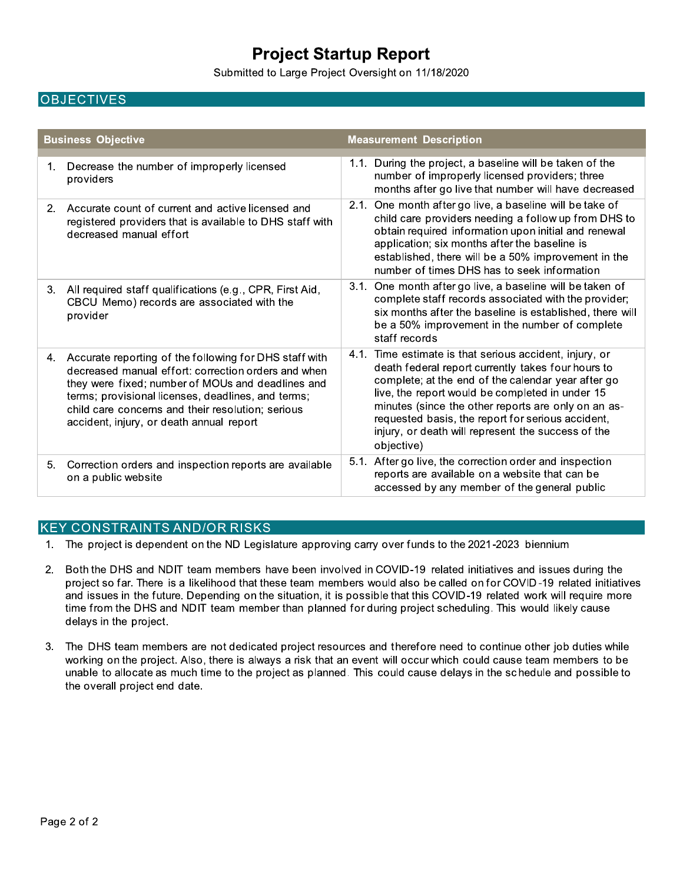# Project Startup Report

Submitted to Large Project Oversight on 11/18/2020

## OBJECTIVES

| Business Objective | Measurement Description |
|---|---|
| 1. Decrease the number of improperly licensed providers | 1.1. During the project, a baseline will be taken of the number of improperly licensed providers; three months after go live that number will have decreased |
| 2. Accurate count of current and active licensed and registered providers that is available to DHS staff with decreased manual effort | 2.1. One month after go live, a baseline will be take of child care providers needing a follow up from DHS to obtain required information upon initial and renewal application; six months after the baseline is established, there will be a 50% improvement in the number of times DHS has to seek information |
| 3. All required staff qualifications (e.g., CPR, First Aid, CBCU Memo) records are associated with the provider | 3.1. One month after go live, a baseline will be taken of complete staff records associated with the provider; six months after the baseline is established, there will be a 50% improvement in the number of complete staff records |
| 4. Accurate reporting of the following for DHS staff with decreased manual effort: correction orders and when they were fixed; number of MOUs and deadlines and terms; provisional licenses, deadlines, and terms; child care concerns and their resolution; serious accident, injury, or death annual report | 4.1. Time estimate is that serious accident, injury, or death federal report currently takes four hours to complete; at the end of the calendar year after go live, the report would be completed in under 15 minutes (since the other reports are only on an as-requested basis, the report for serious accident, injury, or death will represent the success of the objective) |
| 5. Correction orders and inspection reports are available on a public website | 5.1. After go live, the correction order and inspection reports are available on a website that can be accessed by any member of the general public |

## KEY CONSTRAINTS AND/OR RISKS

1. The project is dependent on the ND Legislature approving carry over funds to the 2021-2023 biennium

2. Both the DHS and NDIT team members have been involved in COVID-19 related initiatives and issues during the project so far. There is a likelihood that these team members would also be called on for COVID-19 related initiatives and issues in the future. Depending on the situation, it is possible that this COVID-19 related work will require more time from the DHS and NDIT team member than planned for during project scheduling. This would likely cause delays in the project.

3. The DHS team members are not dedicated project resources and therefore need to continue other job duties while working on the project. Also, there is always a risk that an event will occur which could cause team members to be unable to allocate as much time to the project as planned. This could cause delays in the schedule and possible to the overall project end date.